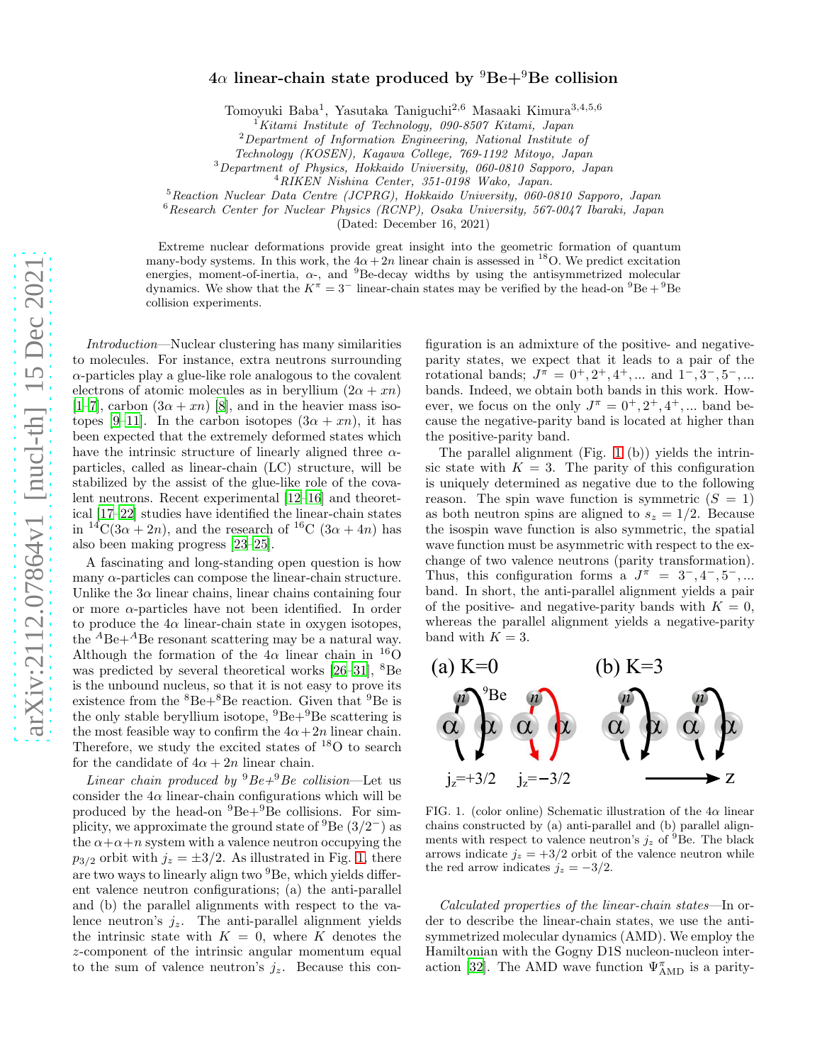# $4\alpha$ linear-chain state produced by $^{9}$Be+$^{9}$Be collision

Tomoyuki Baba[1], Yasutaka Taniguchi[2,6] Masaaki Kimura[3,4,5,6]

[1] *Kitami Institute of Technology, 090-8507 Kitami, Japan*
[2] *Department of Information Engineering, National Institute of Technology (KOSEN), Kagawa College, 769-1192 Mitoyo, Japan*
[3] *Department of Physics, Hokkaido University, 060-0810 Sapporo, Japan*
[4] *RIKEN Nishina Center, 351-0198 Wako, Japan.*
[5] *Reaction Nuclear Data Centre (JCPRG), Hokkaido University, 060-0810 Sapporo, Japan*
[6] *Research Center for Nuclear Physics (RCNP), Osaka University, 567-0047 Ibaraki, Japan*

(Dated: December 16, 2021)

Extreme nuclear deformations provide great insight into the geometric formation of quantum many-body systems. In this work, the $4\alpha+2n$ linear chain is assessed in $^{18}$O. We predict excitation energies, moment-of-inertia, $\alpha$-, and $^{9}$Be-decay widths by using the antisymmetrized molecular dynamics. We show that the $K^\pi=3^-$ linear-chain states may be verified by the head-on $^{9}$Be$+^{9}$Be collision experiments.

*Introduction*—Nuclear clustering has many similarities to molecules. For instance, extra neutrons surrounding $\alpha$-particles play a glue-like role analogous to the covalent electrons of atomic molecules as in beryllium $(2\alpha+xn)$ [1–7], carbon $(3\alpha+xn)$ [8], and in the heavier mass isotopes [9–11]. In the carbon isotopes $(3\alpha+xn)$, it has been expected that the extremely deformed states which have the intrinsic structure of linearly aligned three $\alpha$-particles, called as linear-chain (LC) structure, will be stabilized by the assist of the glue-like role of the covalent neutrons. Recent experimental [12–16] and theoretical [17–22] studies have identified the linear-chain states in $^{14}$C$(3\alpha+2n)$, and the research of $^{16}$C $(3\alpha+4n)$ has also been making progress [23–25].

A fascinating and long-standing open question is how many $\alpha$-particles can compose the linear-chain structure. Unlike the $3\alpha$ linear chains, linear chains containing four or more $\alpha$-particles have not been identified. In order to produce the $4\alpha$ linear-chain state in oxygen isotopes, the $^{A}$Be+$^{A}$Be resonant scattering may be a natural way. Although the formation of the $4\alpha$ linear chain in $^{16}$O was predicted by several theoretical works [26–31], $^{8}$Be is the unbound nucleus, so that it is not easy to prove its existence from the $^{8}$Be+$^{8}$Be reaction. Given that $^{9}$Be is the only stable beryllium isotope, $^{9}$Be+$^{9}$Be scattering is the most feasible way to confirm the $4\alpha+2n$ linear chain. Therefore, we study the excited states of $^{18}$O to search for the candidate of $4\alpha+2n$ linear chain.

*Linear chain produced by $^{9}$Be+$^{9}$Be collision*—Let us consider the $4\alpha$ linear-chain configurations which will be produced by the head-on $^{9}$Be+$^{9}$Be collisions. For simplicity, we approximate the ground state of $^{9}$Be $(3/2^-)$ as the $\alpha+\alpha+n$ system with a valence neutron occupying the $p_{3/2}$ orbit with $j_z=\pm3/2$. As illustrated in Fig. 1, there are two ways to linearly align two $^{9}$Be, which yields different valence neutron configurations; (a) the anti-parallel and (b) the parallel alignments with respect to the valence neutron's $j_z$. The anti-parallel alignment yields the intrinsic state with $K=0$, where $K$ denotes the $z$-component of the intrinsic angular momentum equal to the sum of valence neutron's $j_z$. Because this configuration is an admixture of the positive- and negative-parity states, we expect that it leads to a pair of the rotational bands; $J^\pi=0^+,2^+,4^+,...$ and $1^-,3^-,5^-,...$ bands. Indeed, we obtain both bands in this work. However, we focus on the only $J^\pi=0^+,2^+,4^+,...$ band because the negative-parity band is located at higher than the positive-parity band.

The parallel alignment (Fig. 1 (b)) yields the intrinsic state with $K=3$. The parity of this configuration is uniquely determined as negative due to the following reason. The spin wave function is symmetric $(S=1)$ as both neutron spins are aligned to $s_z=1/2$. Because the isospin wave function is also symmetric, the spatial wave function must be asymmetric with respect to the exchange of two valence neutrons (parity transformation). Thus, this configuration forms a $J^\pi=3^-,4^-,5^-,...$ band. In short, the anti-parallel alignment yields a pair of the positive- and negative-parity bands with $K=0$, whereas the parallel alignment yields a negative-parity band with $K=3$.

FIG. 1. (color online) Schematic illustration of the $4\alpha$ linear chains constructed by (a) anti-parallel and (b) parallel alignments with respect to valence neutron's $j_z$ of $^{9}$Be. The black arrows indicate $j_z=+3/2$ orbit of the valence neutron while the red arrow indicates $j_z=-3/2$.

*Calculated properties of the linear-chain states*—In order to describe the linear-chain states, we use the antisymmetrized molecular dynamics (AMD). We employ the Hamiltonian with the Gogny D1S nucleon-nucleon interaction [32]. The AMD wave function $\Psi^\pi_{\rm AMD}$ is a parity-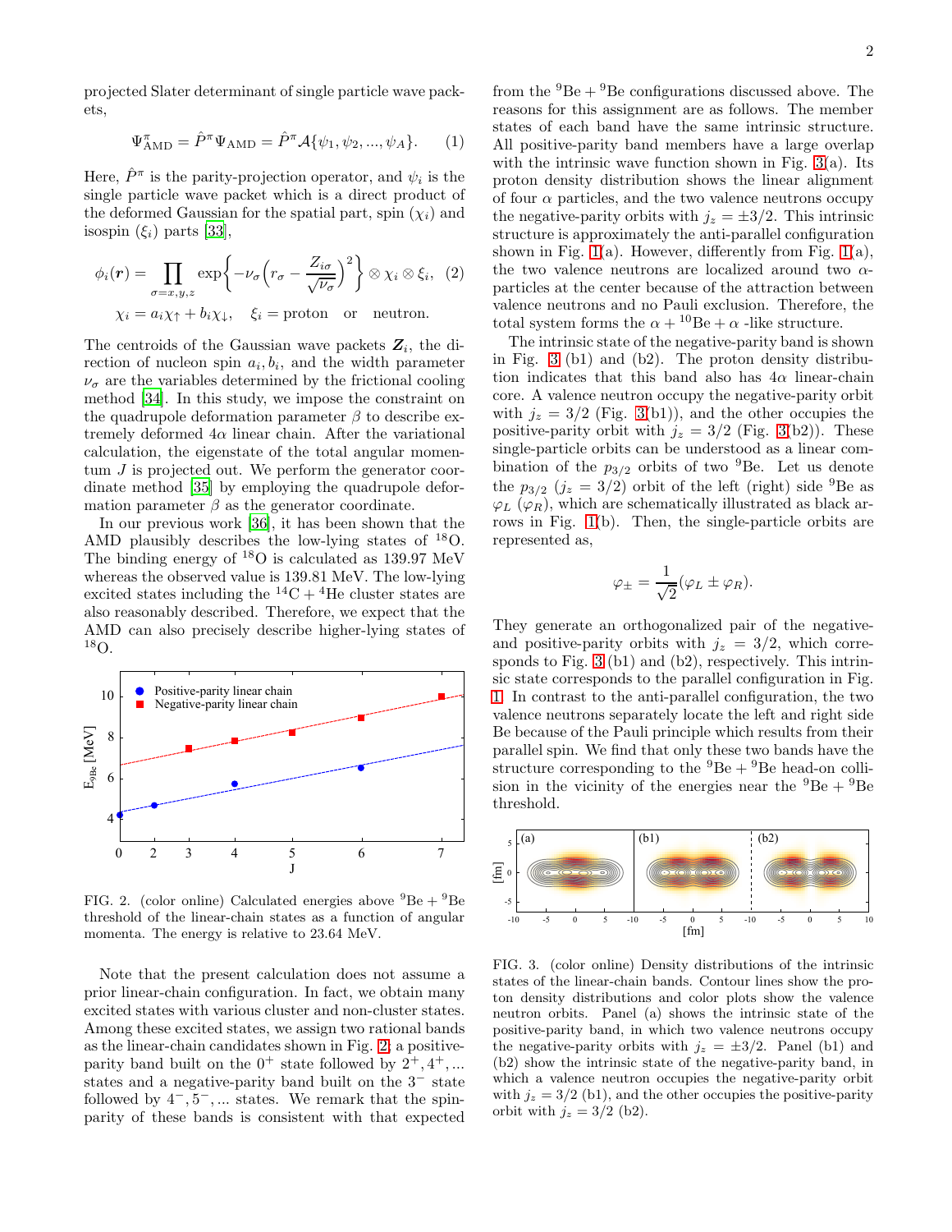projected Slater determinant of single particle wave packets,

$$\Psi^{\pi}_{\rm AMD} = \hat{P}^{\pi}\Psi_{\rm AMD} = \hat{P}^{\pi}\mathcal{A}\{\psi_1, \psi_2, ..., \psi_A\}. \quad (1)$$

Here, $\hat{P}^{\pi}$ is the parity-projection operator, and $\psi_i$ is the single particle wave packet which is a direct product of the deformed Gaussian for the spatial part, spin ($\chi_i$) and isospin ($\xi_i$) parts [33],

$$\phi_i(\boldsymbol{r}) = \prod_{\sigma=x,y,z} \exp\left\{-\nu_\sigma\left(r_\sigma - \frac{Z_{i\sigma}}{\sqrt{\nu_\sigma}}\right)^2\right\} \otimes \chi_i \otimes \xi_i, \quad (2)$$

$$\chi_i = a_i\chi_\uparrow + b_i\chi_\downarrow, \quad \xi_i = \text{proton} \quad \text{or} \quad \text{neutron}.$$

The centroids of the Gaussian wave packets $\boldsymbol{Z}_i$, the direction of nucleon spin $a_i, b_i$, and the width parameter $\nu_\sigma$ are the variables determined by the frictional cooling method [34]. In this study, we impose the constraint on the quadrupole deformation parameter $\beta$ to describe extremely deformed $4\alpha$ linear chain. After the variational calculation, the eigenstate of the total angular momentum $J$ is projected out. We perform the generator coordinate method [35] by employing the quadrupole deformation parameter $\beta$ as the generator coordinate.

In our previous work [36], it has been shown that the AMD plausibly describes the low-lying states of $^{18}$O. The binding energy of $^{18}$O is calculated as 139.97 MeV whereas the observed value is 139.81 MeV. The low-lying excited states including the $^{14}$C + $^{4}$He cluster states are also reasonably described. Therefore, we expect that the AMD can also precisely describe higher-lying states of $^{18}$O.

FIG. 2. (color online) Calculated energies above $^{9}$Be + $^{9}$Be threshold of the linear-chain states as a function of angular momenta. The energy is relative to 23.64 MeV.

Note that the present calculation does not assume a prior linear-chain configuration. In fact, we obtain many excited states with various cluster and non-cluster states. Among these excited states, we assign two rational bands as the linear-chain candidates shown in Fig. 2; a positive-parity band built on the $0^+$ state followed by $2^+, 4^+, ...$ states and a negative-parity band built on the $3^-$ state followed by $4^-, 5^-, ...$ states. We remark that the spin-parity of these bands is consistent with that expected from the $^{9}$Be + $^{9}$Be configurations discussed above. The reasons for this assignment are as follows. The member states of each band have the same intrinsic structure. All positive-parity band members have a large overlap with the intrinsic wave function shown in Fig. 3(a). Its proton density distribution shows the linear alignment of four $\alpha$ particles, and the two valence neutrons occupy the negative-parity orbits with $j_z = \pm 3/2$. This intrinsic structure is approximately the anti-parallel configuration shown in Fig. 1(a). However, differently from Fig. 1(a), the two valence neutrons are localized around two $\alpha$-particles at the center because of the attraction between valence neutrons and no Pauli exclusion. Therefore, the total system forms the $\alpha$ + $^{10}$Be + $\alpha$ -like structure.

The intrinsic state of the negative-parity band is shown in Fig. 3 (b1) and (b2). The proton density distribution indicates that this band also has $4\alpha$ linear-chain core. A valence neutron occupy the negative-parity orbit with $j_z = 3/2$ (Fig. 3(b1)), and the other occupies the positive-parity orbit with $j_z = 3/2$ (Fig. 3(b2)). These single-particle orbits can be understood as a linear combination of the $p_{3/2}$ orbits of two $^{9}$Be. Let us denote the $p_{3/2}$ ($j_z = 3/2$) orbit of the left (right) side $^{9}$Be as $\varphi_L$ ($\varphi_R$), which are schematically illustrated as black arrows in Fig. 1(b). Then, the single-particle orbits are represented as,

$$\varphi_\pm = \frac{1}{\sqrt{2}}(\varphi_L \pm \varphi_R).$$

They generate an orthogonalized pair of the negative- and positive-parity orbits with $j_z = 3/2$, which corresponds to Fig. 3 (b1) and (b2), respectively. This intrinsic state corresponds to the parallel configuration in Fig. 1. In contrast to the anti-parallel configuration, the two valence neutrons separately locate the left and right side Be because of the Pauli principle which results from their parallel spin. We find that only these two bands have the structure corresponding to the $^{9}$Be + $^{9}$Be head-on collision in the vicinity of the energies near the $^{9}$Be + $^{9}$Be threshold.

FIG. 3. (color online) Density distributions of the intrinsic states of the linear-chain bands. Contour lines show the proton density distributions and color plots show the valence neutron orbits. Panel (a) shows the intrinsic state of the positive-parity band, in which two valence neutrons occupy the negative-parity orbits with $j_z = \pm 3/2$. Panel (b1) and (b2) show the intrinsic state of the negative-parity band, in which a valence neutron occupies the negative-parity orbit with $j_z = 3/2$ (b1), and the other occupies the positive-parity orbit with $j_z = 3/2$ (b2).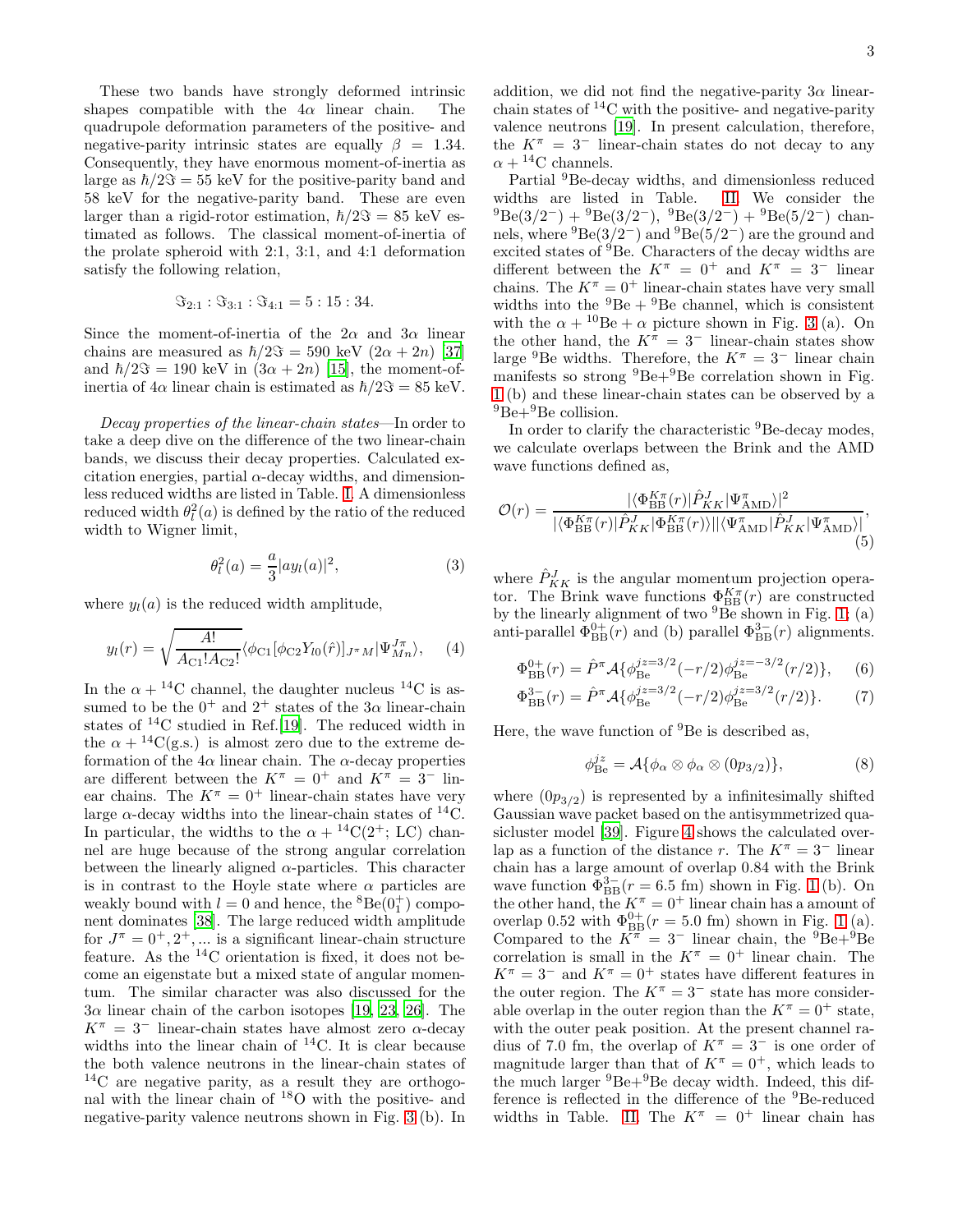These two bands have strongly deformed intrinsic shapes compatible with the $4\alpha$ linear chain. The quadrupole deformation parameters of the positive- and negative-parity intrinsic states are equally $\beta = 1.34$. Consequently, they have enormous moment-of-inertia as large as $\hbar/2\Im = 55$ keV for the positive-parity band and 58 keV for the negative-parity band. These are even larger than a rigid-rotor estimation, $\hbar/2\Im = 85$ keV estimated as follows. The classical moment-of-inertia of the prolate spheroid with 2:1, 3:1, and 4:1 deformation satisfy the following relation,

$$\Im_{2:1} : \Im_{3:1} : \Im_{4:1} = 5 : 15 : 34.$$

Since the moment-of-inertia of the $2\alpha$ and $3\alpha$ linear chains are measured as $\hbar/2\Im = 590$ keV $(2\alpha + 2n)$ [37] and $\hbar/2\Im = 190$ keV in $(3\alpha + 2n)$ [15], the moment-of-inertia of $4\alpha$ linear chain is estimated as $\hbar/2\Im = 85$ keV.

*Decay properties of the linear-chain states*—In order to take a deep dive on the difference of the two linear-chain bands, we discuss their decay properties. Calculated excitation energies, partial $\alpha$-decay widths, and dimensionless reduced widths are listed in Table. I. A dimensionless reduced width $\theta_l^2(a)$ is defined by the ratio of the reduced width to Wigner limit,

$$\theta_l^2(a) = \frac{a}{3}|ay_l(a)|^2, \tag{3}$$

where $y_l(a)$ is the reduced width amplitude,

$$y_l(r) = \sqrt{\frac{A!}{A_{C1}!A_{C2}!}}\langle\phi_{C1}[\phi_{C2}Y_{l0}(\hat{r})]_{J^\pi M}|\Psi^{J\pi}_{Mn}\rangle, \tag{4}$$

In the $\alpha + {}^{14}$C channel, the daughter nucleus ${}^{14}$C is assumed to be the $0^+$ and $2^+$ states of the $3\alpha$ linear-chain states of ${}^{14}$C studied in Ref.[19]. The reduced width in the $\alpha + {}^{14}$C(g.s.) is almost zero due to the extreme deformation of the $4\alpha$ linear chain. The $\alpha$-decay properties are different between the $K^\pi = 0^+$ and $K^\pi = 3^-$ linear chains. The $K^\pi = 0^+$ linear-chain states have very large $\alpha$-decay widths into the linear-chain states of ${}^{14}$C. In particular, the widths to the $\alpha + {}^{14}$C($2^+$; LC) channel are huge because of the strong angular correlation between the linearly aligned $\alpha$-particles. This character is in contrast to the Hoyle state where $\alpha$ particles are weakly bound with $l = 0$ and hence, the ${}^8$Be($0_1^+$) component dominates [38]. The large reduced width amplitude for $J^\pi = 0^+, 2^+, ...$ is a significant linear-chain structure feature. As the ${}^{14}$C orientation is fixed, it does not become an eigenstate but a mixed state of angular momentum. The similar character was also discussed for the $3\alpha$ linear chain of the carbon isotopes [19, 23, 26]. The $K^\pi = 3^-$ linear-chain states have almost zero $\alpha$-decay widths into the linear chain of ${}^{14}$C. It is clear because the both valence neutrons in the linear-chain states of ${}^{14}$C are negative parity, as a result they are orthogonal with the linear chain of ${}^{18}$O with the positive- and negative-parity valence neutrons shown in Fig. 3 (b). In addition, we did not find the negative-parity $3\alpha$ linear-chain states of ${}^{14}$C with the positive- and negative-parity valence neutrons [19]. In present calculation, therefore, the $K^\pi = 3^-$ linear-chain states do not decay to any $\alpha + {}^{14}$C channels.

Partial ${}^9$Be-decay widths, and dimensionless reduced widths are listed in Table. II. We consider the ${}^9$Be($3/2^-$) + ${}^9$Be($3/2^-$), ${}^9$Be($3/2^-$) + ${}^9$Be($5/2^-$) channels, where ${}^9$Be($3/2^-$) and ${}^9$Be($5/2^-$) are the ground and excited states of ${}^9$Be. Characters of the decay widths are different between the $K^\pi = 0^+$ and $K^\pi = 3^-$ linear chains. The $K^\pi = 0^+$ linear-chain states have very small widths into the ${}^9$Be + ${}^9$Be channel, which is consistent with the $\alpha + {}^{10}$Be + $\alpha$ picture shown in Fig. 3 (a). On the other hand, the $K^\pi = 3^-$ linear-chain states show large ${}^9$Be widths. Therefore, the $K^\pi = 3^-$ linear chain manifests so strong ${}^9$Be+${}^9$Be correlation shown in Fig. 1 (b) and these linear-chain states can be observed by a ${}^9$Be+${}^9$Be collision.

In order to clarify the characteristic ${}^9$Be-decay modes, we calculate overlaps between the Brink and the AMD wave functions defined as,

$$\mathcal{O}(r) = \frac{|\langle\Phi^{K\pi}_{\rm BB}(r)|\hat{P}^J_{KK}|\Psi^\pi_{\rm AMD}\rangle|^2}{|\langle\Phi^{K\pi}_{\rm BB}(r)|\hat{P}^J_{KK}|\Phi^{K\pi}_{\rm BB}(r)\rangle||\langle\Psi^\pi_{\rm AMD}|\hat{P}^J_{KK}|\Psi^\pi_{\rm AMD}\rangle|}, \tag{5}$$

where $\hat{P}^J_{KK}$ is the angular momentum projection operator. The Brink wave functions $\Phi^{K\pi}_{\rm BB}(r)$ are constructed by the linearly alignment of two ${}^9$Be shown in Fig. 1: (a) anti-parallel $\Phi^{0+}_{\rm BB}(r)$ and (b) parallel $\Phi^{3-}_{\rm BB}(r)$ alignments.

$$\Phi^{0+}_{\rm BB}(r) = \hat{P}^\pi\mathcal{A}\{\phi^{jz=3/2}_{\rm Be}(-r/2)\phi^{jz=-3/2}_{\rm Be}(r/2)\}, \tag{6}$$

$$\Phi^{3-}_{\rm BB}(r) = \hat{P}^\pi\mathcal{A}\{\phi^{jz=3/2}_{\rm Be}(-r/2)\phi^{jz=3/2}_{\rm Be}(r/2)\}. \tag{7}$$

Here, the wave function of ${}^9$Be is described as,

$$\phi^{jz}_{\rm Be} = \mathcal{A}\{\phi_\alpha \otimes \phi_\alpha \otimes (0p_{3/2})\}, \tag{8}$$

where $(0p_{3/2})$ is represented by a infinitesimally shifted Gaussian wave packet based on the antisymmetrized quasicluster model [39]. Figure 4 shows the calculated overlap as a function of the distance $r$. The $K^\pi = 3^-$ linear chain has a large amount of overlap 0.84 with the Brink wave function $\Phi^{3-}_{\rm BB}(r = 6.5$ fm) shown in Fig. 1 (b). On the other hand, the $K^\pi = 0^+$ linear chain has a amount of overlap 0.52 with $\Phi^{0+}_{\rm BB}(r = 5.0$ fm) shown in Fig. 1 (a). Compared to the $K^\pi = 3^-$ linear chain, the ${}^9$Be+${}^9$Be correlation is small in the $K^\pi = 0^+$ linear chain. The $K^\pi = 3^-$ and $K^\pi = 0^+$ states have different features in the outer region. The $K^\pi = 3^-$ state has more considerable overlap in the outer region than the $K^\pi = 0^+$ state, with the outer peak position. At the present channel radius of 7.0 fm, the overlap of $K^\pi = 3^-$ is one order of magnitude larger than that of $K^\pi = 0^+$, which leads to the much larger ${}^9$Be+${}^9$Be decay width. Indeed, this difference is reflected in the difference of the ${}^9$Be-reduced widths in Table. II. The $K^\pi = 0^+$ linear chain has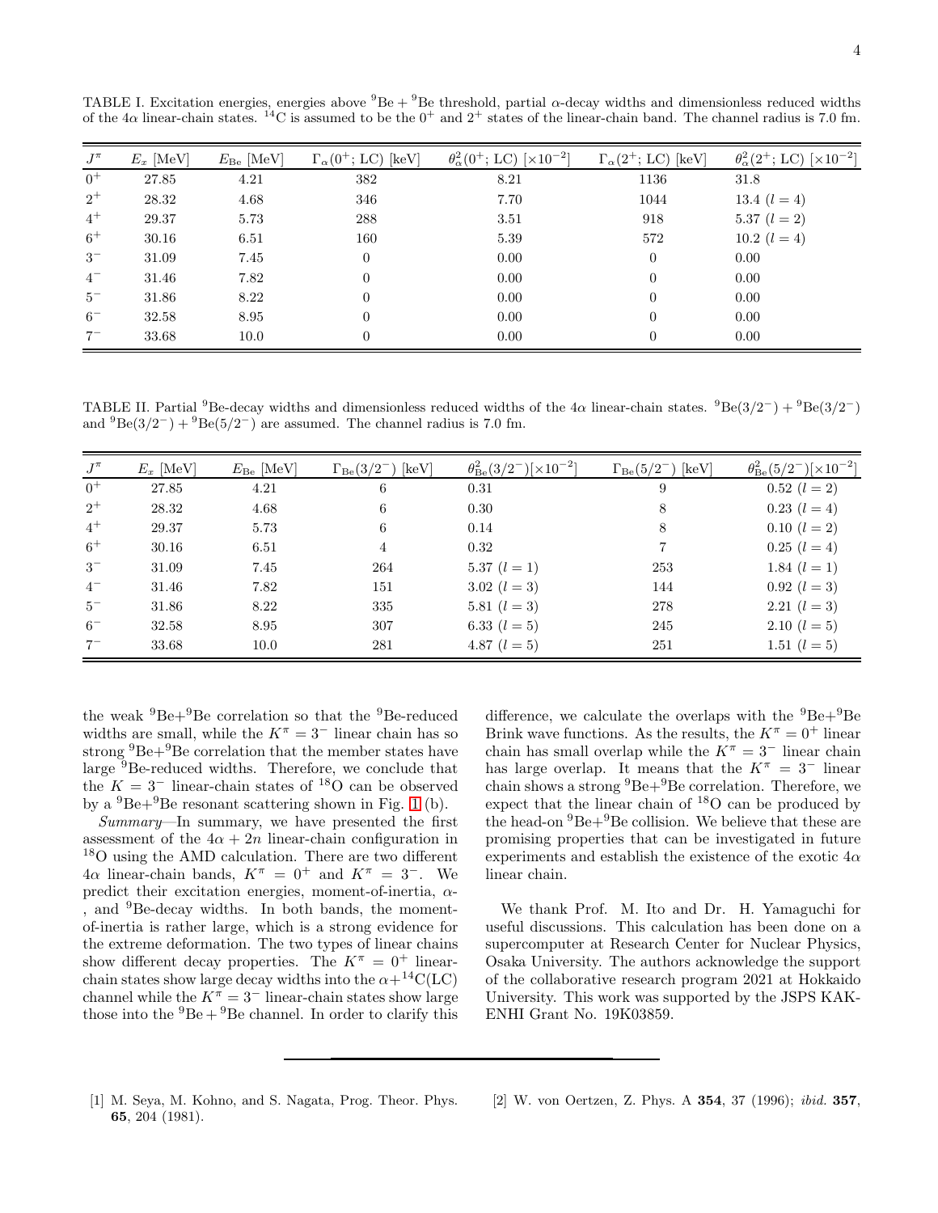TABLE I. Excitation energies, energies above $^9$Be + $^9$Be threshold, partial $\alpha$-decay widths and dimensionless reduced widths of the 4$\alpha$ linear-chain states. $^{14}$C is assumed to be the $0^+$ and $2^+$ states of the linear-chain band. The channel radius is 7.0 fm.

| $J^\pi$ | $E_x$ [MeV] | $E_{\rm Be}$ [MeV] | $\Gamma_\alpha(0^+;\,{\rm LC})$ [keV] | $\theta^2_\alpha(0^+;\,{\rm LC})$ [$\times10^{-2}$] | $\Gamma_\alpha(2^+;\,{\rm LC})$ [keV] | $\theta^2_\alpha(2^+;\,{\rm LC})$ [$\times10^{-2}$] |
|---|---|---|---|---|---|---|
| $0^+$ | 27.85 | 4.21 | 382 | 8.21 | 1136 | 31.8 |
| $2^+$ | 28.32 | 4.68 | 346 | 7.70 | 1044 | 13.4 ($l=4$) |
| $4^+$ | 29.37 | 5.73 | 288 | 3.51 | 918 | 5.37 ($l=2$) |
| $6^+$ | 30.16 | 6.51 | 160 | 5.39 | 572 | 10.2 ($l=4$) |
| $3^-$ | 31.09 | 7.45 | 0 | 0.00 | 0 | 0.00 |
| $4^-$ | 31.46 | 7.82 | 0 | 0.00 | 0 | 0.00 |
| $5^-$ | 31.86 | 8.22 | 0 | 0.00 | 0 | 0.00 |
| $6^-$ | 32.58 | 8.95 | 0 | 0.00 | 0 | 0.00 |
| $7^-$ | 33.68 | 10.0 | 0 | 0.00 | 0 | 0.00 |

TABLE II. Partial $^9$Be-decay widths and dimensionless reduced widths of the 4$\alpha$ linear-chain states. $^9$Be($3/2^-$) + $^9$Be($3/2^-$) and $^9$Be($3/2^-$) + $^9$Be($5/2^-$) are assumed. The channel radius is 7.0 fm.

| $J^\pi$ | $E_x$ [MeV] | $E_{\rm Be}$ [MeV] | $\Gamma_{\rm Be}(3/2^-)$ [keV] | $\theta^2_{\rm Be}(3/2^-)$[$\times10^{-2}$] | $\Gamma_{\rm Be}(5/2^-)$ [keV] | $\theta^2_{\rm Be}(5/2^-)$[$\times10^{-2}$] |
|---|---|---|---|---|---|---|
| $0^+$ | 27.85 | 4.21 | 6 | 0.31 | 9 | 0.52 ($l=2$) |
| $2^+$ | 28.32 | 4.68 | 6 | 0.30 | 8 | 0.23 ($l=4$) |
| $4^+$ | 29.37 | 5.73 | 6 | 0.14 | 8 | 0.10 ($l=2$) |
| $6^+$ | 30.16 | 6.51 | 4 | 0.32 | 7 | 0.25 ($l=4$) |
| $3^-$ | 31.09 | 7.45 | 264 | 5.37 ($l=1$) | 253 | 1.84 ($l=1$) |
| $4^-$ | 31.46 | 7.82 | 151 | 3.02 ($l=3$) | 144 | 0.92 ($l=3$) |
| $5^-$ | 31.86 | 8.22 | 335 | 5.81 ($l=3$) | 278 | 2.21 ($l=3$) |
| $6^-$ | 32.58 | 8.95 | 307 | 6.33 ($l=5$) | 245 | 2.10 ($l=5$) |
| $7^-$ | 33.68 | 10.0 | 281 | 4.87 ($l=5$) | 251 | 1.51 ($l=5$) |

the weak $^9$Be+$^9$Be correlation so that the $^9$Be-reduced widths are small, while the $K^\pi = 3^-$ linear chain has so strong $^9$Be+$^9$Be correlation that the member states have large $^9$Be-reduced widths. Therefore, we conclude that the $K = 3^-$ linear-chain states of $^{18}$O can be observed by a $^9$Be+$^9$Be resonant scattering shown in Fig. 1 (b).

*Summary*—In summary, we have presented the first assessment of the $4\alpha + 2n$ linear-chain configuration in $^{18}$O using the AMD calculation. There are two different 4$\alpha$ linear-chain bands, $K^\pi = 0^+$ and $K^\pi = 3^-$. We predict their excitation energies, moment-of-inertia, $\alpha$-, and $^9$Be-decay widths. In both bands, the moment-of-inertia is rather large, which is a strong evidence for the extreme deformation. The two types of linear chains show different decay properties. The $K^\pi = 0^+$ linear-chain states show large decay widths into the $\alpha$+$^{14}$C(LC) channel while the $K^\pi = 3^-$ linear-chain states show large those into the $^9$Be + $^9$Be channel. In order to clarify this difference, we calculate the overlaps with the $^9$Be+$^9$Be Brink wave functions. As the results, the $K^\pi = 0^+$ linear chain has small overlap while the $K^\pi = 3^-$ linear chain has large overlap. It means that the $K^\pi = 3^-$ linear chain shows a strong $^9$Be+$^9$Be correlation. Therefore, we expect that the linear chain of $^{18}$O can be produced by the head-on $^9$Be+$^9$Be collision. We believe that these are promising properties that can be investigated in future experiments and establish the existence of the exotic 4$\alpha$ linear chain.

We thank Prof. M. Ito and Dr. H. Yamaguchi for useful discussions. This calculation has been done on a supercomputer at Research Center for Nuclear Physics, Osaka University. The authors acknowledge the support of the collaborative research program 2021 at Hokkaido University. This work was supported by the JSPS KAKENHI Grant No. 19K03859.

---

[1] M. Seya, M. Kohno, and S. Nagata, Prog. Theor. Phys. **65**, 204 (1981).

[2] W. von Oertzen, Z. Phys. A **354**, 37 (1996); *ibid.* **357**,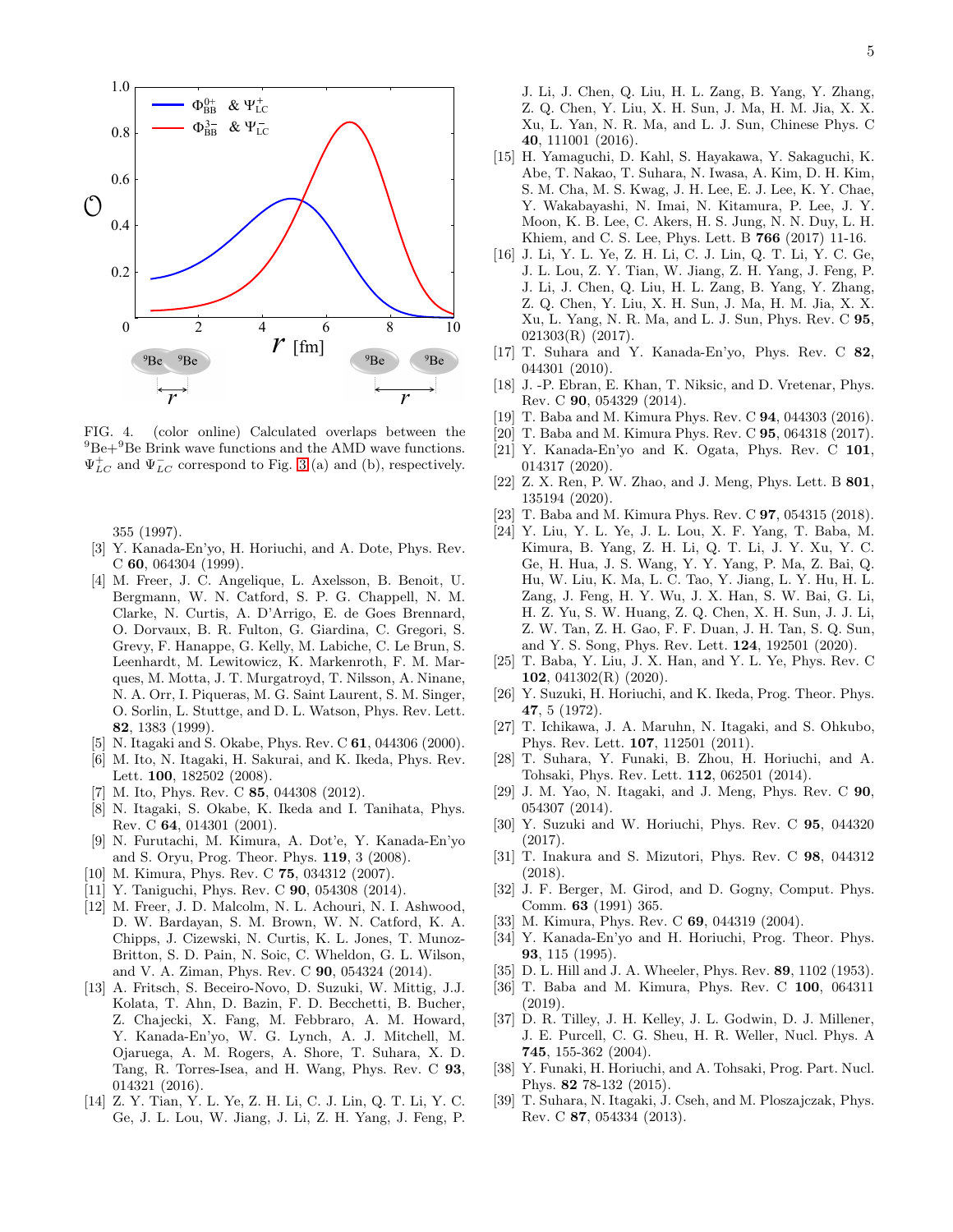1.0

$\Phi_{\rm BB}^{0+}$ & $\Psi_{\rm LC}^{+}$

$\Phi_{\rm BB}^{3-}$ & $\Psi_{\rm LC}^{-}$

0.8

0.6

$\mathcal{O}$

0.4

0.2

0 2 4 6 8 10

$r$ [fm]

$^9$Be $^9$Be

$r$

$^9$Be $^9$Be

$r$

FIG. 4. (color online) Calculated overlaps between the $^9$Be+$^9$Be Brink wave functions and the AMD wave functions. $\Psi^{+}_{LC}$ and $\Psi^{-}_{LC}$ correspond to Fig. 3 (a) and (b), respectively.

355 (1997).

[3] Y. Kanada-En'yo, H. Horiuchi, and A. Dote, Phys. Rev. C **60**, 064304 (1999).

[4] M. Freer, J. C. Angelique, L. Axelsson, B. Benoit, U. Bergmann, W. N. Catford, S. P. G. Chappell, N. M. Clarke, N. Curtis, A. D'Arrigo, E. de Goes Brennard, O. Dorvaux, B. R. Fulton, G. Giardina, C. Gregori, S. Grevy, F. Hanappe, G. Kelly, M. Labiche, C. Le Brun, S. Leenhardt, M. Lewitowicz, K. Markenroth, F. M. Marques, M. Motta, J. T. Murgatroyd, T. Nilsson, A. Ninane, N. A. Orr, I. Piqueras, M. G. Saint Laurent, S. M. Singer, O. Sorlin, L. Stuttge, and D. L. Watson, Phys. Rev. Lett. **82**, 1383 (1999).

[5] N. Itagaki and S. Okabe, Phys. Rev. C **61**, 044306 (2000).

[6] M. Ito, N. Itagaki, H. Sakurai, and K. Ikeda, Phys. Rev. Lett. **100**, 182502 (2008).

[7] M. Ito, Phys. Rev. C **85**, 044308 (2012).

[8] N. Itagaki, S. Okabe, K. Ikeda and I. Tanihata, Phys. Rev. C **64**, 014301 (2001).

[9] N. Furutachi, M. Kimura, A. Dot'e, Y. Kanada-En'yo and S. Oryu, Prog. Theor. Phys. **119**, 3 (2008).

[10] M. Kimura, Phys. Rev. C **75**, 034312 (2007).

[11] Y. Taniguchi, Phys. Rev. C **90**, 054308 (2014).

[12] M. Freer, J. D. Malcolm, N. L. Achouri, N. I. Ashwood, D. W. Bardayan, S. M. Brown, W. N. Catford, K. A. Chipps, J. Cizewski, N. Curtis, K. L. Jones, T. Munoz-Britton, S. D. Pain, N. Soic, C. Wheldon, G. L. Wilson, and V. A. Ziman, Phys. Rev. C **90**, 054324 (2014).

[13] A. Fritsch, S. Beceiro-Novo, D. Suzuki, W. Mittig, J.J. Kolata, T. Ahn, D. Bazin, F. D. Becchetti, B. Bucher, Z. Chajecki, X. Fang, M. Febbraro, A. M. Howard, Y. Kanada-En'yo, W. G. Lynch, A. J. Mitchell, M. Ojaruega, A. M. Rogers, A. Shore, T. Suhara, X. D. Tang, R. Torres-Isea, and H. Wang, Phys. Rev. C **93**, 014321 (2016).

[14] Z. Y. Tian, Y. L. Ye, Z. H. Li, C. J. Lin, Q. T. Li, Y. C. Ge, J. L. Lou, W. Jiang, J. Li, Z. H. Yang, J. Feng, P. J. Li, J. Chen, Q. Liu, H. L. Zang, B. Yang, Y. Zhang, Z. Q. Chen, Y. Liu, X. H. Sun, J. Ma, H. M. Jia, X. X. Xu, L. Yan, N. R. Ma, and L. J. Sun, Chinese Phys. C **40**, 111001 (2016).

[15] H. Yamaguchi, D. Kahl, S. Hayakawa, Y. Sakaguchi, K. Abe, T. Nakao, T. Suhara, N. Iwasa, A. Kim, D. H. Kim, S. M. Cha, M. S. Kwag, J. H. Lee, E. J. Lee, K. Y. Chae, Y. Wakabayashi, N. Imai, N. Kitamura, P. Lee, J. Y. Moon, K. B. Lee, C. Akers, H. S. Jung, N. N. Duy, L. H. Khiem, and C. S. Lee, Phys. Lett. B **766** (2017) 11-16.

[16] J. Li, Y. L. Ye, Z. H. Li, C. J. Lin, Q. T. Li, Y. C. Ge, J. L. Lou, Z. Y. Tian, W. Jiang, Z. H. Yang, J. Feng, P. J. Li, J. Chen, Q. Liu, H. L. Zang, B. Yang, Y. Zhang, Z. Q. Chen, Y. Liu, X. H. Sun, J. Ma, H. M. Jia, X. X. Xu, L. Yang, N. R. Ma, and L. J. Sun, Phys. Rev. C **95**, 021303(R) (2017).

[17] T. Suhara and Y. Kanada-En'yo, Phys. Rev. C **82**, 044301 (2010).

[18] J. -P. Ebran, E. Khan, T. Niksic, and D. Vretenar, Phys. Rev. C **90**, 054329 (2014).

[19] T. Baba and M. Kimura Phys. Rev. C **94**, 044303 (2016).

[20] T. Baba and M. Kimura Phys. Rev. C **95**, 064318 (2017).

[21] Y. Kanada-En'yo and K. Ogata, Phys. Rev. C **101**, 014317 (2020).

[22] Z. X. Ren, P. W. Zhao, and J. Meng, Phys. Lett. B **801**, 135194 (2020).

[23] T. Baba and M. Kimura Phys. Rev. C **97**, 054315 (2018).

[24] Y. Liu, Y. L. Ye, J. L. Lou, X. F. Yang, T. Baba, M. Kimura, B. Yang, Z. H. Li, Q. T. Li, J. Y. Xu, Y. C. Ge, H. Hua, J. S. Wang, Y. Y. Yang, P. Ma, Z. Bai, Q. Hu, W. Liu, K. Ma, L. C. Tao, Y. Jiang, L. Y. Hu, H. L. Zang, J. Feng, H. Y. Wu, J. X. Han, S. W. Bai, G. Li, H. Z. Yu, S. W. Huang, Z. Q. Chen, X. H. Sun, J. J. Li, Z. W. Tan, Z. H. Gao, F. F. Duan, J. H. Tan, S. Q. Sun, and Y. S. Song, Phys. Rev. Lett. **124**, 192501 (2020).

[25] T. Baba, Y. Liu, J. X. Han, and Y. L. Ye, Phys. Rev. C **102**, 041302(R) (2020).

[26] Y. Suzuki, H. Horiuchi, and K. Ikeda, Prog. Theor. Phys. **47**, 5 (1972).

[27] T. Ichikawa, J. A. Maruhn, N. Itagaki, and S. Ohkubo, Phys. Rev. Lett. **107**, 112501 (2011).

[28] T. Suhara, Y. Funaki, B. Zhou, H. Horiuchi, and A. Tohsaki, Phys. Rev. Lett. **112**, 062501 (2014).

[29] J. M. Yao, N. Itagaki, and J. Meng, Phys. Rev. C **90**, 054307 (2014).

[30] Y. Suzuki and W. Horiuchi, Phys. Rev. C **95**, 044320 (2017).

[31] T. Inakura and S. Mizutori, Phys. Rev. C **98**, 044312 (2018).

[32] J. F. Berger, M. Girod, and D. Gogny, Comput. Phys. Comm. **63** (1991) 365.

[33] M. Kimura, Phys. Rev. C **69**, 044319 (2004).

[34] Y. Kanada-En'yo and H. Horiuchi, Prog. Theor. Phys. **93**, 115 (1995).

[35] D. L. Hill and J. A. Wheeler, Phys. Rev. **89**, 1102 (1953).

[36] T. Baba and M. Kimura, Phys. Rev. C **100**, 064311 (2019).

[37] D. R. Tilley, J. H. Kelley, J. L. Godwin, D. J. Millener, J. E. Purcell, C. G. Sheu, H. R. Weller, Nucl. Phys. A **745**, 155-362 (2004).

[38] Y. Funaki, H. Horiuchi, and A. Tohsaki, Prog. Part. Nucl. Phys. **82** 78-132 (2015).

[39] T. Suhara, N. Itagaki, J. Cseh, and M. Ploszajczak, Phys. Rev. C **87**, 054334 (2013).